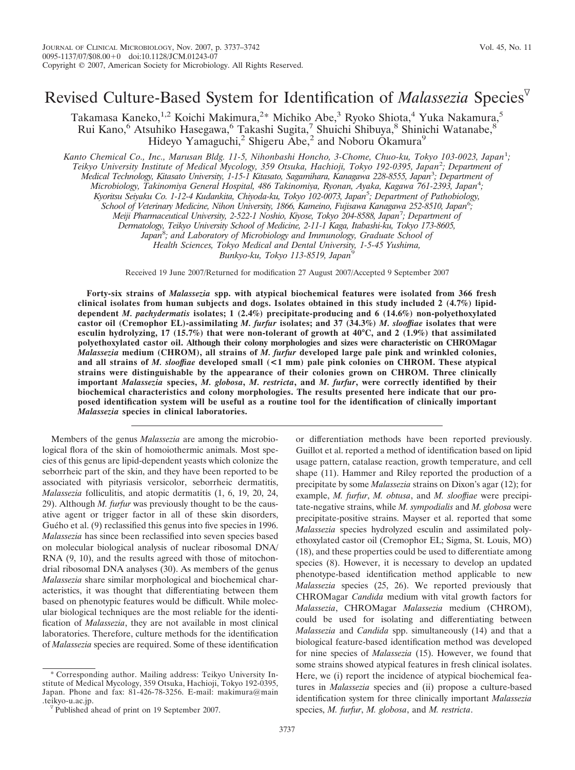# Revised Culture-Based System for Identification of *Malassezia* Species[▽]

Takamasa Kaneko,[1,2] Koichi Makimura,[2*] Michiko Abe,[3] Ryoko Shiota,[4] Yuka Nakamura,[5] Rui Kano,[6] Atsuhiko Hasegawa,[6] Takashi Sugita,[7] Shuichi Shibuya,[8] Shinichi Watanabe,[8] Hideyo Yamaguchi,[2] Shigeru Abe,[2] and Noboru Okamura[9]

*Kanto Chemical Co., Inc., Marusan Bldg. 11-5, Nihonbashi Honcho, 3-Chome, Chuo-ku, Tokyo 103-0023, Japan[1]; Teikyo University Institute of Medical Mycology, 359 Otsuka, Hachioji, Tokyo 192-0395, Japan[2]; Department of Medical Technology, Kitasato University, 1-15-1 Kitasato, Sagamihara, Kanagawa 228-8555, Japan[3]; Department of Microbiology, Takinomiya General Hospital, 486 Takinomiya, Ryonan, Ayaka, Kagawa 761-2393, Japan[4]; Kyoritsu Seiyaku Co. 1-12-4 Kudankita, Chiyoda-ku, Tokyo 102-0073, Japan[5]; Department of Pathobiology, School of Veterinary Medicine, Nihon University, 1866, Kameino, Fujisawa Kanagawa 252-8510, Japan[6]; Meiji Pharmaceutical University, 2-522-1 Noshio, Kiyose, Tokyo 204-8588, Japan[7]; Department of Dermatology, Teikyo University School of Medicine, 2-11-1 Kaga, Itabashi-ku, Tokyo 173-8605, Japan[8]; and Laboratory of Microbiology and Immunology, Graduate School of Health Sciences, Tokyo Medical and Dental University, 1-5-45 Yushima, Bunkyo-ku, Tokyo 113-8519, Japan[9]*

Received 19 June 2007/Returned for modification 27 August 2007/Accepted 9 September 2007

**Forty-six strains of *Malassezia* spp. with atypical biochemical features were isolated from 366 fresh clinical isolates from human subjects and dogs. Isolates obtained in this study included 2 (4.7%) lipid-dependent *M. pachydermatis* isolates; 1 (2.4%) precipitate-producing and 6 (14.6%) non-polyethoxylated castor oil (Cremophor EL)-assimilating *M. furfur* isolates; and 37 (34.3%) *M. slooffiae* isolates that were esculin hydrolyzing, 17 (15.7%) that were non-tolerant of growth at 40°C, and 2 (1.9%) that assimilated polyethoxylated castor oil. Although their colony morphologies and sizes were characteristic on CHROMagar *Malassezia* medium (CHROM), all strains of *M. furfur* developed large pale pink and wrinkled colonies, and all strains of *M. slooffiae* developed small (<1 mm) pale pink colonies on CHROM. These atypical strains were distinguishable by the appearance of their colonies grown on CHROM. Three clinically important *Malassezia* species, *M. globosa*, *M. restricta*, and *M. furfur*, were correctly identified by their biochemical characteristics and colony morphologies. The results presented here indicate that our proposed identification system will be useful as a routine tool for the identification of clinically important *Malassezia* species in clinical laboratories.**

Members of the genus *Malassezia* are among the microbiological flora of the skin of homoiothermic animals. Most species of this genus are lipid-dependent yeasts which colonize the seborrheic part of the skin, and they have been reported to be associated with pityriasis versicolor, seborrheic dermatitis, *Malassezia* folliculitis, and atopic dermatitis (1, 6, 19, 20, 24, 29). Although *M. furfur* was previously thought to be the causative agent or trigger factor in all of these skin disorders, Guého et al. (9) reclassified this genus into five species in 1996. *Malassezia* has since been reclassified into seven species based on molecular biological analysis of nuclear ribosomal DNA/RNA (9, 10), and the results agreed with those of mitochondrial ribosomal DNA analyses (30). As members of the genus *Malassezia* share similar morphological and biochemical characteristics, it was thought that differentiating between them based on phenotypic features would be difficult. While molecular biological techniques are the most reliable for the identification of *Malassezia*, they are not available in most clinical laboratories. Therefore, culture methods for the identification of *Malassezia* species are required. Some of these identification or differentiation methods have been reported previously. Guillot et al. reported a method of identification based on lipid usage pattern, catalase reaction, growth temperature, and cell shape (11). Hammer and Riley reported the production of a precipitate by some *Malassezia* strains on Dixon's agar (12); for example, *M. furfur*, *M. obtusa*, and *M. slooffiae* were precipitate-negative strains, while *M. sympodialis* and *M. globosa* were precipitate-positive strains. Mayser et al. reported that some *Malassezia* species hydrolyzed esculin and assimilated polyethoxylated castor oil (Cremophor EL; Sigma, St. Louis, MO) (18), and these properties could be used to differentiate among species (8). However, it is necessary to develop an updated phenotype-based identification method applicable to new *Malassezia* species (25, 26). We reported previously that CHROMagar *Candida* medium with vital growth factors for *Malassezia*, CHROMagar *Malassezia* medium (CHROM), could be used for isolating and differentiating between *Malassezia* and *Candida* spp. simultaneously (14) and that a biological feature-based identification method was developed for nine species of *Malassezia* (15). However, we found that some strains showed atypical features in fresh clinical isolates. Here, we (i) report the incidence of atypical biochemical features in *Malassezia* species and (ii) propose a culture-based identification system for three clinically important *Malassezia* species, *M. furfur*, *M. globosa*, and *M. restricta*.

\* Corresponding author. Mailing address: Teikyo University Institute of Medical Mycology, 359 Otsuka, Hachioji, Tokyo 192-0395, Japan. Phone and fax: 81-426-78-3256. E-mail: makimura@main.teikyo-u.ac.jp.

▽ Published ahead of print on 19 September 2007.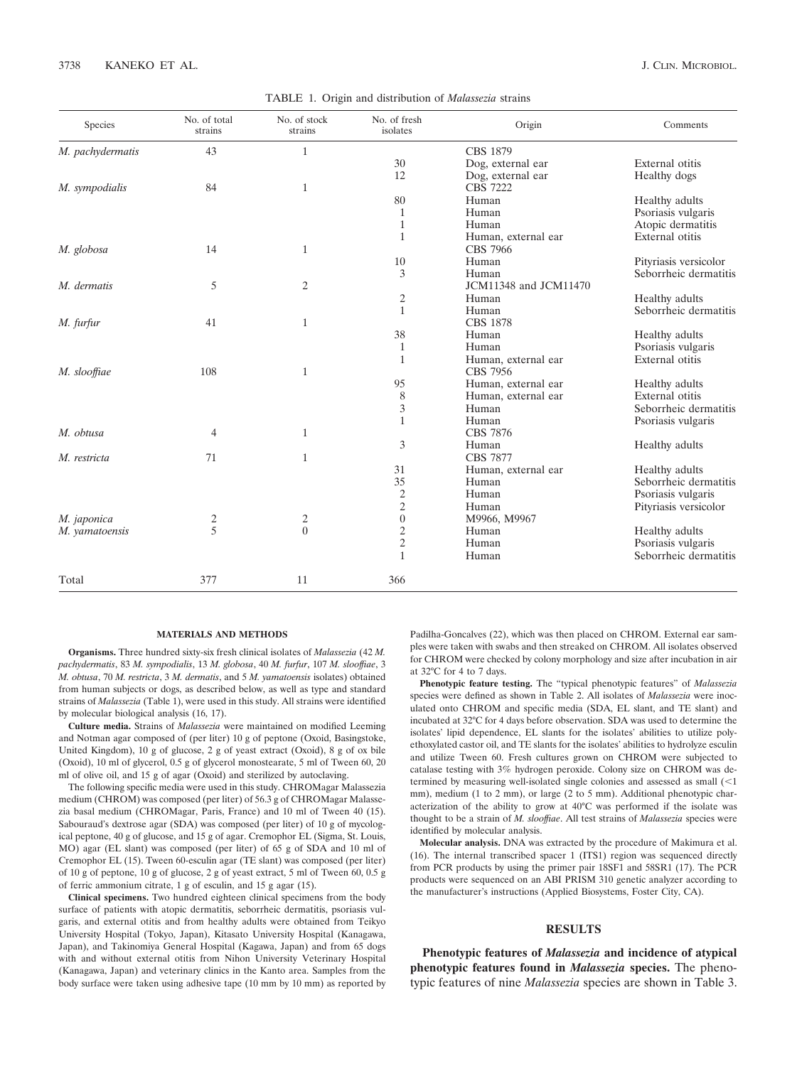TABLE 1. Origin and distribution of *Malassezia* strains

| Species | No. of total strains | No. of stock strains | No. of fresh isolates | Origin | Comments |
|---|---|---|---|---|---|
| *M. pachydermatis* | 43 | 1 | | CBS 1879 | |
| | | | 30 | Dog, external ear | External otitis |
| | | | 12 | Dog, external ear | Healthy dogs |
| *M. sympodialis* | 84 | 1 | | CBS 7222 | |
| | | | 80 | Human | Healthy adults |
| | | | 1 | Human | Psoriasis vulgaris |
| | | | 1 | Human | Atopic dermatitis |
| | | | 1 | Human, external ear | External otitis |
| *M. globosa* | 14 | 1 | | CBS 7966 | |
| | | | 10 | Human | Pityriasis versicolor |
| | | | 3 | Human | Seborrheic dermatitis |
| *M. dermatis* | 5 | 2 | | JCM11348 and JCM11470 | |
| | | | 2 | Human | Healthy adults |
| | | | 1 | Human | Seborrheic dermatitis |
| *M. furfur* | 41 | 1 | | CBS 1878 | |
| | | | 38 | Human | Healthy adults |
| | | | 1 | Human | Psoriasis vulgaris |
| | | | 1 | Human, external ear | External otitis |
| *M. slooffiae* | 108 | 1 | | CBS 7956 | |
| | | | 95 | Human, external ear | Healthy adults |
| | | | 8 | Human, external ear | External otitis |
| | | | 3 | Human | Seborrheic dermatitis |
| | | | 1 | Human | Psoriasis vulgaris |
| *M. obtusa* | 4 | 1 | | CBS 7876 | |
| | | | 3 | Human | Healthy adults |
| *M. restricta* | 71 | 1 | | CBS 7877 | |
| | | | 31 | Human, external ear | Healthy adults |
| | | | 35 | Human | Seborrheic dermatitis |
| | | | 2 | Human | Psoriasis vulgaris |
| | | | 2 | Human | Pityriasis versicolor |
| *M. japonica* | 2 | 2 | 0 | M9966, M9967 | |
| *M. yamatoensis* | 5 | 0 | 2 | Human | Healthy adults |
| | | | 2 | Human | Psoriasis vulgaris |
| | | | 1 | Human | Seborrheic dermatitis |
| Total | 377 | 11 | 366 | | |

## MATERIALS AND METHODS

**Organisms.** Three hundred sixty-six fresh clinical isolates of *Malassezia* (42 *M. pachydermatis*, 83 *M. sympodialis*, 13 *M. globosa*, 40 *M. furfur*, 107 *M. slooffiae*, 3 *M. obtusa*, 70 *M. restricta*, 3 *M. dermatis*, and 5 *M. yamatoensis* isolates) obtained from human subjects or dogs, as described below, as well as type and standard strains of *Malassezia* (Table 1), were used in this study. All strains were identified by molecular biological analysis (16, 17).

**Culture media.** Strains of *Malassezia* were maintained on modified Leeming and Notman agar composed of (per liter) 10 g of peptone (Oxoid, Basingstoke, United Kingdom), 10 g of glucose, 2 g of yeast extract (Oxoid), 8 g of ox bile (Oxoid), 10 ml of glycerol, 0.5 g of glycerol monostearate, 5 ml of Tween 60, 20 ml of olive oil, and 15 g of agar (Oxoid) and sterilized by autoclaving.

The following specific media were used in this study. CHROMagar Malassezia medium (CHROM) was composed (per liter) of 56.3 g of CHROMagar Malassezia basal medium (CHROMagar, Paris, France) and 10 ml of Tween 40 (15). Sabouraud's dextrose agar (SDA) was composed (per liter) of 10 g of mycological peptone, 40 g of glucose, and 15 g of agar. Cremophor EL (Sigma, St. Louis, MO) agar (EL slant) was composed (per liter) of 65 g of SDA and 10 ml of Cremophor EL (15). Tween 60-esculin agar (TE slant) was composed (per liter) of 10 g of peptone, 10 g of glucose, 2 g of yeast extract, 5 ml of Tween 60, 0.5 g of ferric ammonium citrate, 1 g of esculin, and 15 g agar (15).

**Clinical specimens.** Two hundred eighteen clinical specimens from the body surface of patients with atopic dermatitis, seborrheic dermatitis, psoriasis vulgaris, and external otitis and from healthy adults were obtained from Teikyo University Hospital (Tokyo, Japan), Kitasato University Hospital (Kanagawa, Japan), and Takinomiya General Hospital (Kagawa, Japan) and from 65 dogs with and without external otitis from Nihon University Veterinary Hospital (Kanagawa, Japan) and veterinary clinics in the Kanto area. Samples from the body surface were taken using adhesive tape (10 mm by 10 mm) as reported by Padilha-Goncalves (22), which was then placed on CHROM. External ear samples were taken with swabs and then streaked on CHROM. All isolates observed for CHROM were checked by colony morphology and size after incubation in air at 32°C for 4 to 7 days.

**Phenotypic feature testing.** The "typical phenotypic features" of *Malassezia* species were defined as shown in Table 2. All isolates of *Malassezia* were inoculated onto CHROM and specific media (SDA, EL slant, and TE slant) and incubated at 32°C for 4 days before observation. SDA was used to determine the isolates' lipid dependence, EL slants for the isolates' abilities to utilize polyethoxylated castor oil, and TE slants for the isolates' abilities to hydrolyze esculin and utilize Tween 60. Fresh cultures grown on CHROM were subjected to catalase testing with 3% hydrogen peroxide. Colony size on CHROM was determined by measuring well-isolated single colonies and assessed as small (<1 mm), medium (1 to 2 mm), or large (2 to 5 mm). Additional phenotypic characterization of the ability to grow at 40°C was performed if the isolate was thought to be a strain of *M. slooffiae*. All test strains of *Malassezia* species were identified by molecular analysis.

**Molecular analysis.** DNA was extracted by the procedure of Makimura et al. (16). The internal transcribed spacer 1 (ITS1) region was sequenced directly from PCR products by using the primer pair 18SF1 and 58SR1 (17). The PCR products were sequenced on an ABI PRISM 310 genetic analyzer according to the manufacturer's instructions (Applied Biosystems, Foster City, CA).

## RESULTS

**Phenotypic features of *Malassezia* and incidence of atypical phenotypic features found in *Malassezia* species.** The phenotypic features of nine *Malassezia* species are shown in Table 3.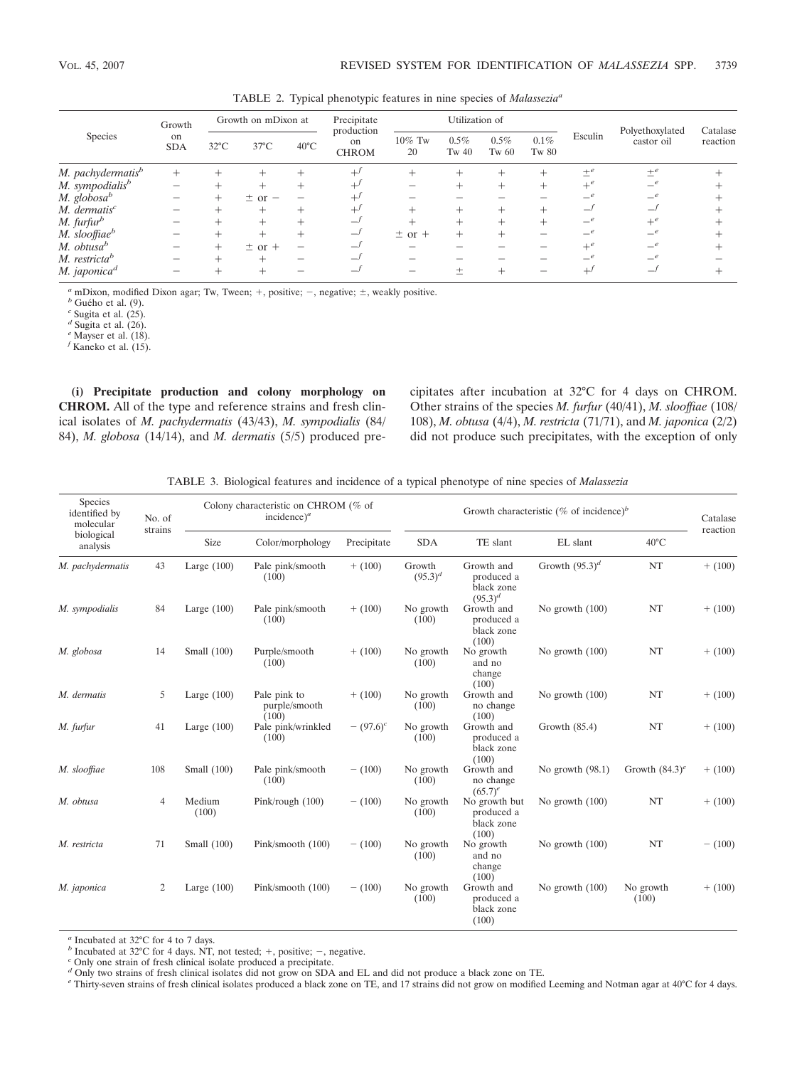TABLE 2. Typical phenotypic features in nine species of *Malassezia*[a]

| Species | Growth on SDA | Growth on mDixon at | | | Precipitate production on CHROM | Utilization of | | | | Esculin | Polyethoxylated castor oil | Catalase reaction |
|---|---|---|---|---|---|---|---|---|---|---|---|---|
| | | 32°C | 37°C | 40°C | | 10% Tw 20 | 0.5% Tw 40 | 0.5% Tw 60 | 0.1% Tw 80 | | | |
| *M. pachydermatis*[b] | + | + | + | + | +[f] | + | + | + | + | ±[e] | ±[e] | + |
| *M. sympodialis*[b] | − | + | + | + | +[f] | − | + | + | + | +[e] | −[e] | + |
| *M. globosa*[b] | − | + | ± or − | − | +[f] | − | − | − | − | −[e] | −[e] | + |
| *M. dermatis*[c] | − | + | + | + | +[f] | + | + | + | + | −[f] | −[f] | + |
| *M. furfur*[b] | − | + | + | + | −[f] | + | + | + | + | −[e] | +[e] | + |
| *M. slooffiae*[b] | − | + | + | + | −[f] | ± or + | + | + | − | −[e] | −[e] | + |
| *M. obtusa*[b] | − | + | ± or + | − | −[f] | − | − | − | − | +[e] | −[e] | + |
| *M. restricta*[b] | − | + | + | − | −[f] | − | − | − | − | −[e] | −[e] | − |
| *M. japonica*[d] | − | + | + | − | −[f] | − | ± | + | − | +[f] | −[f] | + |

[a] mDixon, modified Dixon agar; Tw, Tween; +, positive; −, negative; ±, weakly positive.
[b] Guého et al. (9).
[c] Sugita et al. (25).
[d] Sugita et al. (26).
[e] Mayser et al. (18).
[f] Kaneko et al. (15).

**(i) Precipitate production and colony morphology on CHROM.** All of the type and reference strains and fresh clinical isolates of *M. pachydermatis* (43/43), *M. sympodialis* (84/84), *M. globosa* (14/14), and *M. dermatis* (5/5) produced precipitates after incubation at 32°C for 4 days on CHROM. Other strains of the species *M. furfur* (40/41), *M. slooffiae* (108/108), *M. obtusa* (4/4), *M. restricta* (71/71), and *M. japonica* (2/2) did not produce such precipitates, with the exception of only

TABLE 3. Biological features and incidence of a typical phenotype of nine species of *Malassezia*

| Species identified by molecular biological analysis | No. of strains | Colony characteristic on CHROM (% of incidence)[a] | | | Growth characteristic (% of incidence)[b] | | | | Catalase reaction |
|---|---|---|---|---|---|---|---|---|---|
| | | Size | Color/morphology | Precipitate | SDA | TE slant | EL slant | 40°C | |
| *M. pachydermatis* | 43 | Large (100) | Pale pink/smooth (100) | + (100) | Growth (95.3)[d] | Growth and produced a black zone (95.3)[d] | Growth (95.3)[d] | NT | + (100) |
| *M. sympodialis* | 84 | Large (100) | Pale pink/smooth (100) | + (100) | No growth (100) | Growth and produced a black zone (100) | No growth (100) | NT | + (100) |
| *M. globosa* | 14 | Small (100) | Purple/smooth (100) | + (100) | No growth (100) | No growth and no change (100) | No growth (100) | NT | + (100) |
| *M. dermatis* | 5 | Large (100) | Pale pink to purple/smooth (100) | + (100) | No growth (100) | Growth and no change (100) | No growth (100) | NT | + (100) |
| *M. furfur* | 41 | Large (100) | Pale pink/wrinkled (100) | − (97.6)[c] | No growth (100) | Growth and produced a black zone (100) | Growth (85.4) | NT | + (100) |
| *M. slooffiae* | 108 | Small (100) | Pale pink/smooth (100) | − (100) | No growth (100) | Growth and no change (65.7)[e] | No growth (98.1) | Growth (84.3)[e] | + (100) |
| *M. obtusa* | 4 | Medium (100) | Pink/rough (100) | − (100) | No growth (100) | No growth but produced a black zone (100) | No growth (100) | NT | + (100) |
| *M. restricta* | 71 | Small (100) | Pink/smooth (100) | − (100) | No growth (100) | No growth and no change (100) | No growth (100) | NT | − (100) |
| *M. japonica* | 2 | Large (100) | Pink/smooth (100) | − (100) | No growth (100) | Growth and produced a black zone (100) | No growth (100) | No growth (100) | + (100) |

[a] Incubated at 32°C for 4 to 7 days.
[b] Incubated at 32°C for 4 days. NT, not tested; +, positive; −, negative.
[c] Only one strain of fresh clinical isolate produced a precipitate.
[d] Only two strains of fresh clinical isolates did not grow on SDA and EL and did not produce a black zone on TE.
[e] Thirty-seven strains of fresh clinical isolates produced a black zone on TE, and 17 strains did not grow on modified Leeming and Notman agar at 40°C for 4 days.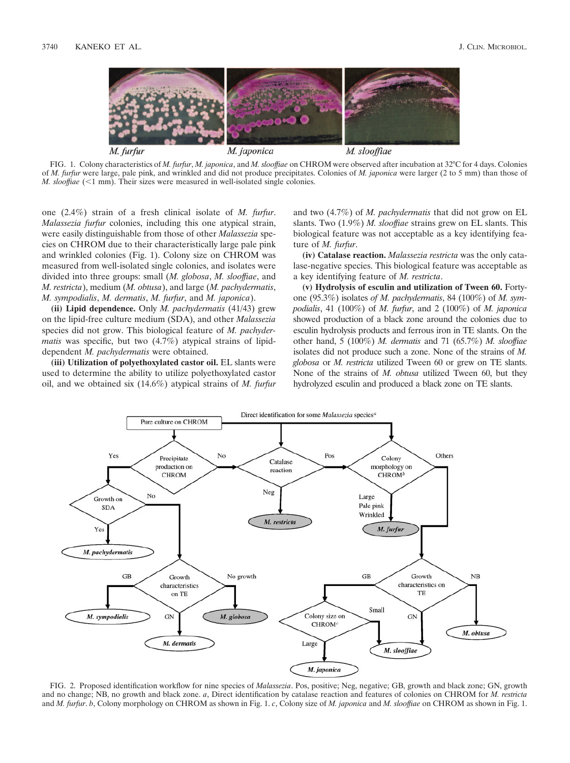FIG. 1. Colony characteristics of *M. furfur*, *M. japonica*, and *M. slooffiae* on CHROM were observed after incubation at 32°C for 4 days. Colonies of *M. furfur* were large, pale pink, and wrinkled and did not produce precipitates. Colonies of *M. japonica* were larger (2 to 5 mm) than those of *M. slooffiae* (<1 mm). Their sizes were measured in well-isolated single colonies.

one (2.4%) strain of a fresh clinical isolate of *M. furfur*. *Malassezia furfur* colonies, including this one atypical strain, were easily distinguishable from those of other *Malassezia* species on CHROM due to their characteristically large pale pink and wrinkled colonies (Fig. 1). Colony size on CHROM was measured from well-isolated single colonies, and isolates were divided into three groups: small (*M. globosa*, *M. slooffiae*, and *M. restricta*), medium (*M. obtusa*), and large (*M. pachydermatis*, *M. sympodialis*, *M. dermatis*, *M. furfur*, and *M. japonica*).

**(ii) Lipid dependence.** Only *M. pachydermatis* (41/43) grew on the lipid-free culture medium (SDA), and other *Malassezia* species did not grow. This biological feature of *M. pachydermatis* was specific, but two (4.7%) atypical strains of lipid-dependent *M. pachydermatis* were obtained.

**(iii) Utilization of polyethoxylated castor oil.** EL slants were used to determine the ability to utilize polyethoxylated castor oil, and we obtained six (14.6%) atypical strains of *M. furfur* and two (4.7%) of *M. pachydermatis* that did not grow on EL slants. Two (1.9%) *M. slooffiae* strains grew on EL slants. This biological feature was not acceptable as a key identifying feature of *M. furfur*.

**(iv) Catalase reaction.** *Malassezia restricta* was the only catalase-negative species. This biological feature was acceptable as a key identifying feature of *M. restricta*.

**(v) Hydrolysis of esculin and utilization of Tween 60.** Forty-one (95.3%) isolates *of M. pachydermatis*, 84 (100%) of *M. sympodialis*, 41 (100%) of *M. furfur*, and 2 (100%) of *M. japonica* showed production of a black zone around the colonies due to esculin hydrolysis products and ferrous iron in TE slants. On the other hand, 5 (100%) *M. dermatis* and 71 (65.7%) *M. slooffiae* isolates did not produce such a zone. None of the strains of *M. globosa* or *M. restricta* utilized Tween 60 or grew on TE slants. None of the strains of *M. obtusa* utilized Tween 60, but they hydrolyzed esculin and produced a black zone on TE slants.

FIG. 2. Proposed identification workflow for nine species of *Malassezia*. Pos, positive; Neg, negative; GB, growth and black zone; GN, growth and no change; NB, no growth and black zone. *a*, Direct identification by catalase reaction and features of colonies on CHROM for *M. restricta* and *M. furfur*. *b*, Colony morphology on CHROM as shown in Fig. 1. *c*, Colony size of *M. japonica* and *M. slooffiae* on CHROM as shown in Fig. 1.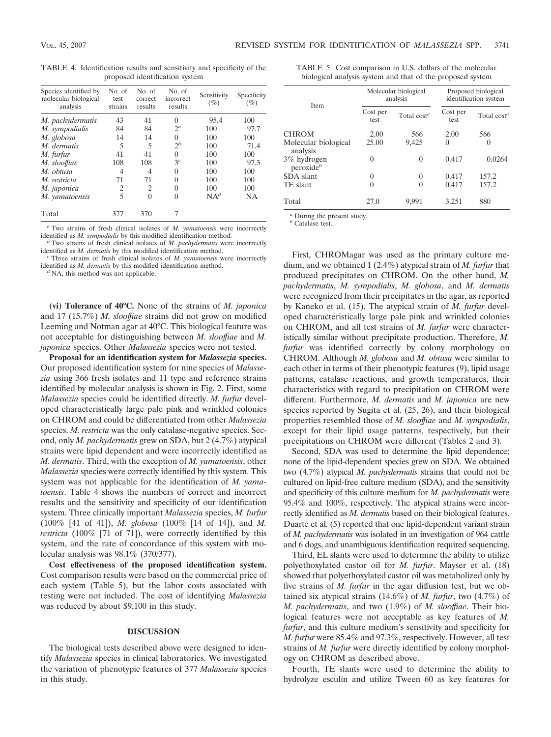TABLE 4. Identification results and sensitivity and specificity of the proposed identification system

| Species identified by molecular biological analysis | No. of test strains | No. of correct results | No. of incorrect results | Sensitivity (%) | Specificity (%) |
|---|---|---|---|---|---|
| *M. pachydermatis* | 43 | 41 | 0 | 95.4 | 100 |
| *M. sympodialis* | 84 | 84 | 2[a] | 100 | 97.7 |
| *M. globosa* | 14 | 14 | 0 | 100 | 100 |
| *M. dermatis* | 5 | 5 | 2[b] | 100 | 71.4 |
| *M. furfur* | 41 | 41 | 0 | 100 | 100 |
| *M. slooffiae* | 108 | 108 | 3[c] | 100 | 97.3 |
| *M. obtusa* | 4 | 4 | 0 | 100 | 100 |
| *M. restricta* | 71 | 71 | 0 | 100 | 100 |
| *M. japonica* | 2 | 2 | 0 | 100 | 100 |
| *M. yamatoensis* | 5 | 0 | 0 | NA[d] | NA |
| Total | 377 | 370 | 7 | | |

[a] Two strains of fresh clinical isolates of *M. yamatoensis* were incorrectly identified as *M. sympodialis* by this modified identification method.

[b] Two strains of fresh clinical isolates of *M. pachydermatis* were incorrectly identified as *M. dermatis* by this modified identification method.

[c] Three strains of fresh clinical isolates of *M. yamatoensis* were incorrectly identified as *M. dermatis* by this modified identification method.

[d] NA, this method was not applicable.

**(vi) Tolerance of 40°C.** None of the strains of *M. japonica* and 17 (15.7%) *M. slooffiae* strains did not grow on modified Leeming and Notman agar at 40°C. This biological feature was not acceptable for distinguishing between *M. slooffiae* and *M. japonica* species. Other *Malassezia* species were not tested.

**Proposal for an identification system for *Malassezia* species.** Our proposed identification system for nine species of *Malassezia* using 366 fresh isolates and 11 type and reference strains identified by molecular analysis is shown in Fig. 2. First, some *Malassezia* species could be identified directly. *M. furfur* developed characteristically large pale pink and wrinkled colonies on CHROM and could be differentiated from other *Malassezia* species. *M. restricta* was the only catalase-negative species. Second, only *M. pachydermatis* grew on SDA, but 2 (4.7%) atypical strains were lipid dependent and were incorrectly identified as *M. dermatis*. Third, with the exception of *M. yamatoensis*, other *Malassezia* species were correctly identified by this system. This system was not applicable for the identification of *M. yamatoensis*. Table 4 shows the numbers of correct and incorrect results and the sensitivity and specificity of our identification system. Three clinically important *Malassezia* species, *M. furfur* (100% [41 of 41]), *M. globosa* (100% [14 of 14]), and *M. restricta* (100% [71 of 71]), were correctly identified by this system, and the rate of concordance of this system with molecular analysis was 98.1% (370/377).

**Cost effectiveness of the proposed identification system.** Cost comparison results were based on the commercial price of each system (Table 5), but the labor costs associated with testing were not included. The cost of identifying *Malassezia* was reduced by about $9,100 in this study.

## DISCUSSION

The biological tests described above were designed to identify *Malassezia* species in clinical laboratories. We investigated the variation of phenotypic features of 377 *Malassezia* species in this study.

TABLE 5. Cost comparison in U.S. dollars of the molecular biological analysis system and that of the proposed system

| Item | Molecular biological analysis | | Proposed biological identification system | |
|---|---|---|---|---|
| | Cost per test | Total cost[a] | Cost per test | Total cost[a] |
| CHROM | 2.00 | 566 | 2.00 | 566 |
| Molecular biological analysis | 25.00 | 9,425 | 0 | 0 |
| 3% hydrogen peroxide[b] | 0 | 0 | 0.417 | 0.0264 |
| SDA slant | 0 | 0 | 0.417 | 157.2 |
| TE slant | 0 | 0 | 0.417 | 157.2 |
| Total | 27.0 | 9,991 | 3.251 | 880 |

[a] During the present study.

[b] Catalase test.

First, CHROMagar was used as the primary culture medium, and we obtained 1 (2.4%) atypical strain of *M. furfur* that produced precipitates on CHROM. On the other hand, *M. pachydermatis*, *M. sympodialis*, *M. globosa*, and *M. dermatis* were recognized from their precipitates in the agar, as reported by Kaneko et al. (15). The atypical strain of *M. furfur* developed characteristically large pale pink and wrinkled colonies on CHROM, and all test strains of *M. furfur* were characteristically similar without precipitate production. Therefore, *M. furfur* was identified correctly by colony morphology on CHROM. Although *M. globosa* and *M. obtusa* were similar to each other in terms of their phenotypic features (9), lipid usage patterns, catalase reactions, and growth temperatures, their characteristics with regard to precipitation on CHROM were different. Furthermore, *M. dermatis* and *M. japonica* are new species reported by Sugita et al. (25, 26), and their biological properties resembled those of *M. slooffiae* and *M. sympodialis*, except for their lipid usage patterns, respectively, but their precipitations on CHROM were different (Tables 2 and 3).

Second, SDA was used to determine the lipid dependence; none of the lipid-dependent species grew on SDA. We obtained two (4.7%) atypical *M. pachydermatis* strains that could not be cultured on lipid-free culture medium (SDA), and the sensitivity and specificity of this culture medium for *M. pachydermatis* were 95.4% and 100%, respectively. The atypical strains were incorrectly identified as *M. dermatis* based on their biological features. Duarte et al. (5) reported that one lipid-dependent variant strain of *M. pachydermatis* was isolated in an investigation of 964 cattle and 6 dogs, and unambiguous identification required sequencing.

Third, EL slants were used to determine the ability to utilize polyethoxylated castor oil for *M. furfur*. Mayser et al. (18) showed that polyethoxylated castor oil was metabolized only by five strains of *M. furfur* in the agar diffusion test, but we obtained six atypical strains (14.6%) of *M. furfur*, two (4.7%) of *M. pachydermatis*, and two (1.9%) of *M. slooffiae*. Their biological features were not acceptable as key features of *M. furfur*, and this culture medium's sensitivity and specificity for *M. furfur* were 85.4% and 97.3%, respectively. However, all test strains of *M. furfur* were directly identified by colony morphology on CHROM as described above.

Fourth, TE slants were used to determine the ability to hydrolyze esculin and utilize Tween 60 as key features for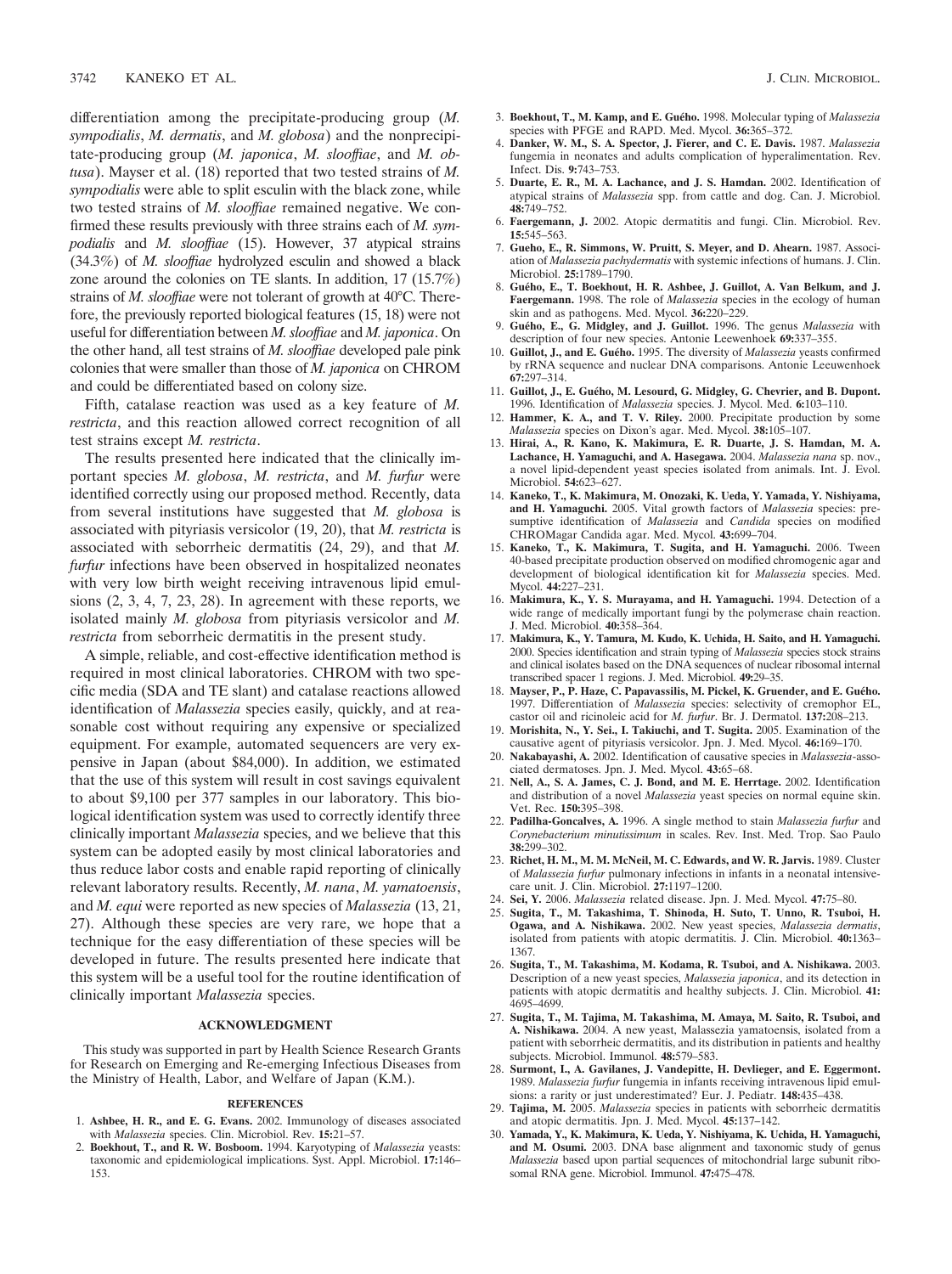differentiation among the precipitate-producing group (*M. sympodialis*, *M. dermatis*, and *M. globosa*) and the nonprecipitate-producing group (*M. japonica*, *M. slooffiae*, and *M. obtusa*). Mayser et al. (18) reported that two tested strains of *M. sympodialis* were able to split esculin with the black zone, while two tested strains of *M. slooffiae* remained negative. We confirmed these results previously with three strains each of *M. sympodialis* and *M. slooffiae* (15). However, 37 atypical strains (34.3%) of *M. slooffiae* hydrolyzed esculin and showed a black zone around the colonies on TE slants. In addition, 17 (15.7%) strains of *M. slooffiae* were not tolerant of growth at 40°C. Therefore, the previously reported biological features (15, 18) were not useful for differentiation between *M. slooffiae* and *M. japonica*. On the other hand, all test strains of *M. slooffiae* developed pale pink colonies that were smaller than those of *M. japonica* on CHROM and could be differentiated based on colony size.

Fifth, catalase reaction was used as a key feature of *M. restricta*, and this reaction allowed correct recognition of all test strains except *M. restricta*.

The results presented here indicated that the clinically important species *M. globosa*, *M. restricta*, and *M. furfur* were identified correctly using our proposed method. Recently, data from several institutions have suggested that *M. globosa* is associated with pityriasis versicolor (19, 20), that *M. restricta* is associated with seborrheic dermatitis (24, 29), and that *M. furfur* infections have been observed in hospitalized neonates with very low birth weight receiving intravenous lipid emulsions (2, 3, 4, 7, 23, 28). In agreement with these reports, we isolated mainly *M. globosa* from pityriasis versicolor and *M. restricta* from seborrheic dermatitis in the present study.

A simple, reliable, and cost-effective identification method is required in most clinical laboratories. CHROM with two specific media (SDA and TE slant) and catalase reactions allowed identification of *Malassezia* species easily, quickly, and at reasonable cost without requiring any expensive or specialized equipment. For example, automated sequencers are very expensive in Japan (about $84,000). In addition, we estimated that the use of this system will result in cost savings equivalent to about $9,100 per 377 samples in our laboratory. This biological identification system was used to correctly identify three clinically important *Malassezia* species, and we believe that this system can be adopted easily by most clinical laboratories and thus reduce labor costs and enable rapid reporting of clinically relevant laboratory results. Recently, *M. nana*, *M. yamatoensis*, and *M. equi* were reported as new species of *Malassezia* (13, 21, 27). Although these species are very rare, we hope that a technique for the easy differentiation of these species will be developed in future. The results presented here indicate that this system will be a useful tool for the routine identification of clinically important *Malassezia* species.

## ACKNOWLEDGMENT

This study was supported in part by Health Science Research Grants for Research on Emerging and Re-emerging Infectious Diseases from the Ministry of Health, Labor, and Welfare of Japan (K.M.).

## REFERENCES

1. **Ashbee, H. R., and E. G. Evans.** 2002. Immunology of diseases associated with *Malassezia* species. Clin. Microbiol. Rev. **15:**21–57.
2. **Boekhout, T., and R. W. Bosboom.** 1994. Karyotyping of *Malassezia* yeasts: taxonomic and epidemiological implications. Syst. Appl. Microbiol. **17:**146–153.
3. **Boekhout, T., M. Kamp, and E. Guého.** 1998. Molecular typing of *Malassezia* species with PFGE and RAPD. Med. Mycol. **36:**365–372.
4. **Danker, W. M., S. A. Spector, J. Fierer, and C. E. Davis.** 1987. *Malassezia* fungemia in neonates and adults complication of hyperalimentation. Rev. Infect. Dis. **9:**743–753.
5. **Duarte, E. R., M. A. Lachance, and J. S. Hamdan.** 2002. Identification of atypical strains of *Malassezia* spp. from cattle and dog. Can. J. Microbiol. **48:**749–752.
6. **Faergemann, J.** 2002. Atopic dermatitis and fungi. Clin. Microbiol. Rev. **15:**545–563.
7. **Gueho, E., R. Simmons, W. Pruitt, S. Meyer, and D. Ahearn.** 1987. Association of *Malassezia pachydermatis* with systemic infections of humans. J. Clin. Microbiol. **25:**1789–1790.
8. **Guého, E., T. Boekhout, H. R. Ashbee, J. Guillot, A. Van Belkum, and J. Faergemann.** 1998. The role of *Malassezia* species in the ecology of human skin and as pathogens. Med. Mycol. **36:**220–229.
9. **Guého, E., G. Midgley, and J. Guillot.** 1996. The genus *Malassezia* with description of four new species. Antonie Leewenhoek **69:**337–355.
10. **Guillot, J., and E. Guého.** 1995. The diversity of *Malassezia* yeasts confirmed by rRNA sequence and nuclear DNA comparisons. Antonie Leeuwenhoek **67:**297–314.
11. **Guillot, J., E. Guého, M. Lesourd, G. Midgley, G. Chevrier, and B. Dupont.** 1996. Identification of *Malassezia* species. J. Mycol. Med. **6:**103–110.
12. **Hammer, K. A., and T. V. Riley.** 2000. Precipitate production by some *Malassezia* species on Dixon's agar. Med. Mycol. **38:**105–107.
13. **Hirai, A., R. Kano, K. Makimura, E. R. Duarte, J. S. Hamdan, M. A. Lachance, H. Yamaguchi, and A. Hasegawa.** 2004. *Malassezia nana* sp. nov., a novel lipid-dependent yeast species isolated from animals. Int. J. Evol. Microbiol. **54:**623–627.
14. **Kaneko, T., K. Makimura, M. Onozaki, K. Ueda, Y. Yamada, Y. Nishiyama, and H. Yamaguchi.** 2005. Vital growth factors of *Malassezia* species: presumptive identification of *Malassezia* and *Candida* species on modified CHROMagar Candida agar. Med. Mycol. **43:**699–704.
15. **Kaneko, T., K. Makimura, T. Sugita, and H. Yamaguchi.** 2006. Tween 40-based precipitate production observed on modified chromogenic agar and development of biological identification kit for *Malassezia* species. Med. Mycol. **44:**227–231.
16. **Makimura, K., Y. S. Murayama, and H. Yamaguchi.** 1994. Detection of a wide range of medically important fungi by the polymerase chain reaction. J. Med. Microbiol. **40:**358–364.
17. **Makimura, K., Y. Tamura, M. Kudo, K. Uchida, H. Saito, and H. Yamaguchi.** 2000. Species identification and strain typing of *Malassezia* species stock strains and clinical isolates based on the DNA sequences of nuclear ribosomal internal transcribed spacer 1 regions. J. Med. Microbiol. **49:**29–35.
18. **Mayser, P., P. Haze, C. Papavassilis, M. Pickel, K. Gruender, and E. Guého.** 1997. Differentiation of *Malassezia* species: selectivity of cremophor EL, castor oil and ricinoleic acid for *M. furfur*. Br. J. Dermatol. **137:**208–213.
19. **Morishita, N., Y. Sei., I. Takiuchi, and T. Sugita.** 2005. Examination of the causative agent of pityriasis versicolor. Jpn. J. Med. Mycol. **46:**169–170.
20. **Nakabayashi, A.** 2002. Identification of causative species in *Malassezia*-associated dermatoses. Jpn. J. Med. Mycol. **43:**65–68.
21. **Nell, A., S. A. James, C. J. Bond, and M. E. Herrtage.** 2002. Identification and distribution of a novel *Malassezia* yeast species on normal equine skin. Vet. Rec. **150:**395–398.
22. **Padilha-Goncalves, A.** 1996. A single method to stain *Malassezia furfur* and *Corynebacterium minutissimum* in scales. Rev. Inst. Med. Trop. Sao Paulo **38:**299–302.
23. **Richet, H. M., M. M. McNeil, M. C. Edwards, and W. R. Jarvis.** 1989. Cluster of *Malassezia furfur* pulmonary infections in infants in a neonatal intensive-care unit. J. Clin. Microbiol. **27:**1197–1200.
24. **Sei, Y.** 2006. *Malassezia* related disease. Jpn. J. Med. Mycol. **47:**75–80.
25. **Sugita, T., M. Takashima, T. Shinoda, H. Suto, T. Unno, R. Tsuboi, H. Ogawa, and A. Nishikawa.** 2002. New yeast species, *Malassezia dermatis*, isolated from patients with atopic dermatitis. J. Clin. Microbiol. **40:**1363–1367.
26. **Sugita, T., M. Takashima, M. Kodama, R. Tsuboi, and A. Nishikawa.** 2003. Description of a new yeast species, *Malassezia japonica*, and its detection in patients with atopic dermatitis and healthy subjects. J. Clin. Microbiol. **41:**4695–4699.
27. **Sugita, T., M. Tajima, M. Takashima, M. Amaya, M. Saito, R. Tsuboi, and A. Nishikawa.** 2004. A new yeast, Malassezia yamatoensis, isolated from a patient with seborrheic dermatitis, and its distribution in patients and healthy subjects. Microbiol. Immunol. **48:**579–583.
28. **Surmont, I., A. Gavilanes, J. Vandepitte, H. Devlieger, and E. Eggermont.** 1989. *Malassezia furfur* fungemia in infants receiving intravenous lipid emulsions: a rarity or just underestimated? Eur. J. Pediatr. **148:**435–438.
29. **Tajima, M.** 2005. *Malassezia* species in patients with seborrheic dermatitis and atopic dermatitis. Jpn. J. Med. Mycol. **45:**137–142.
30. **Yamada, Y., K. Makimura, K. Ueda, Y. Nishiyama, K. Uchida, H. Yamaguchi, and M. Osumi.** 2003. DNA base alignment and taxonomic study of genus *Malassezia* based upon partial sequences of mitochondrial large subunit ribosomal RNA gene. Microbiol. Immunol. **47:**475–478.